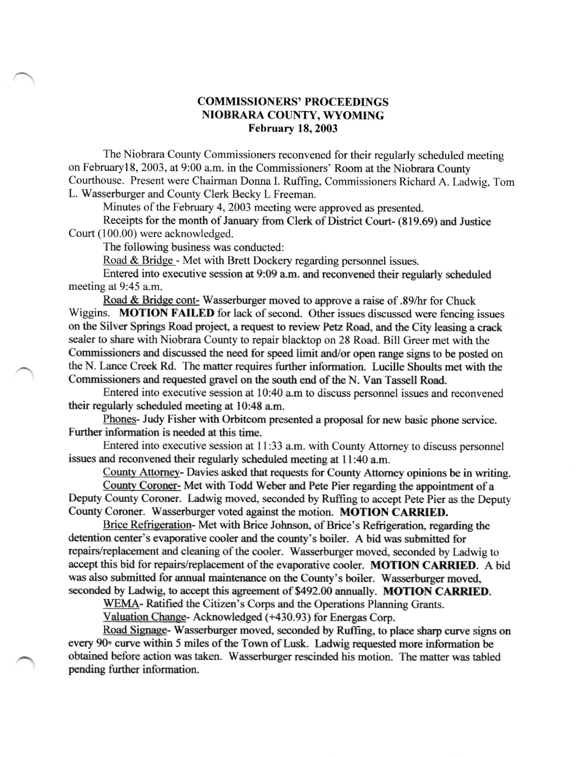# COMMISSIONERS' PROCEEDINGS
## NIOBRARA COUNTY, WYOMING
### February 18, 2003

The Niobrara County Commissioners reconvened for their regularly scheduled meeting on February18, 2003, at 9:00 a.m. in the Commissioners' Room at the Niobrara County Courthouse. Present were Chairman Donna I. Ruffing, Commissioners Richard A. Ladwig, Tom L. Wasserburger and County Clerk Becky L Freeman.

Minutes of the February 4, 2003 meeting were approved as presented.

Receipts for the month of January from Clerk of District Court- (819.69) and Justice Court (100.00) were acknowledged.

The following business was conducted:

Road & Bridge - Met with Brett Dockery regarding personnel issues.

Entered into executive session at 9:09 a.m. and reconvened their regularly scheduled meeting at 9:45 a.m.

Road & Bridge cont- Wasserburger moved to approve a raise of .89/hr for Chuck Wiggins. **MOTION FAILED** for lack of second. Other issues discussed were fencing issues on the Silver Springs Road project, a request to review Petz Road, and the City leasing a crack sealer to share with Niobrara County to repair blacktop on 28 Road. Bill Greer met with the Commissioners and discussed the need for speed limit and/or open range signs to be posted on the N. Lance Creek Rd. The matter requires further information. Lucille Shoults met with the Commissioners and requested gravel on the south end of the N. Van Tassell Road.

Entered into executive session at 10:40 a.m to discuss personnel issues and reconvened their regularly scheduled meeting at 10:48 a.m.

Phones- Judy Fisher with Orbitcom presented a proposal for new basic phone service. Further information is needed at this time.

Entered into executive session at 11:33 a.m. with County Attorney to discuss personnel issues and reconvened their regularly scheduled meeting at 11:40 a.m.

County Attorney- Davies asked that requests for County Attorney opinions be in writing.

County Coroner- Met with Todd Weber and Pete Pier regarding the appointment of a Deputy County Coroner. Ladwig moved, seconded by Ruffing to accept Pete Pier as the Deputy County Coroner. Wasserburger voted against the motion. **MOTION CARRIED.**

Brice Refrigeration- Met with Brice Johnson, of Brice's Refrigeration, regarding the detention center's evaporative cooler and the county's boiler. A bid was submitted for repairs/replacement and cleaning of the cooler. Wasserburger moved, seconded by Ladwig to accept this bid for repairs/replacement of the evaporative cooler. **MOTION CARRIED.** A bid was also submitted for annual maintenance on the County's boiler. Wasserburger moved, seconded by Ladwig, to accept this agreement of $492.00 annually. **MOTION CARRIED.**

WEMA- Ratified the Citizen's Corps and the Operations Planning Grants.

Valuation Change- Acknowledged (+430.93) for Energas Corp.

Road Signage- Wasserburger moved, seconded by Ruffing, to place sharp curve signs on every 90° curve within 5 miles of the Town of Lusk. Ladwig requested more information be obtained before action was taken. Wasserburger rescinded his motion. The matter was tabled pending further information.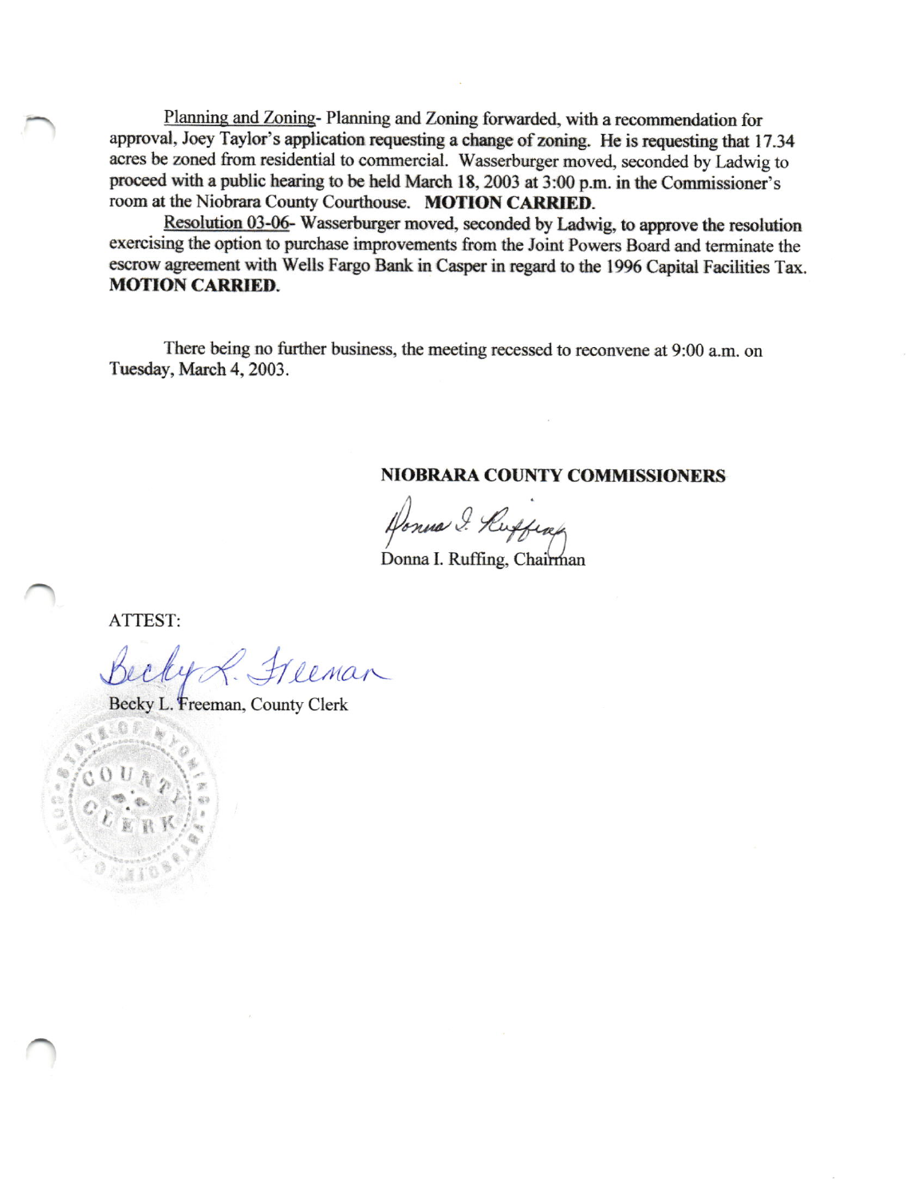Planning and Zoning- Planning and Zoning forwarded, with a recommendation for approval, Joey Taylor's application requesting a change of zoning. He is requesting that 17.34 acres be zoned from residential to commercial. Wasserburger moved, seconded by Ladwig to proceed with a public hearing to be held March 18, 2003 at 3:00 p.m. in the Commissioner's room at the Niobrara County Courthouse. **MOTION CARRIED.**

Resolution 03-06- Wasserburger moved, seconded by Ladwig, to approve the resolution exercising the option to purchase improvements from the Joint Powers Board and terminate the escrow agreement with Wells Fargo Bank in Casper in regard to the 1996 Capital Facilities Tax. **MOTION CARRIED.**

There being no further business, the meeting recessed to reconvene at 9:00 a.m. on Tuesday, March 4, 2003.

**NIOBRARA COUNTY COMMISSIONERS**

Donna I. Ruffing

Donna I. Ruffing, Chairman

ATTEST:

Becky L. Freeman

Becky L. Freeman, County Clerk

STATE OF WYOMING · COUNTY CLERK · COUNTY OF NIOBRARA